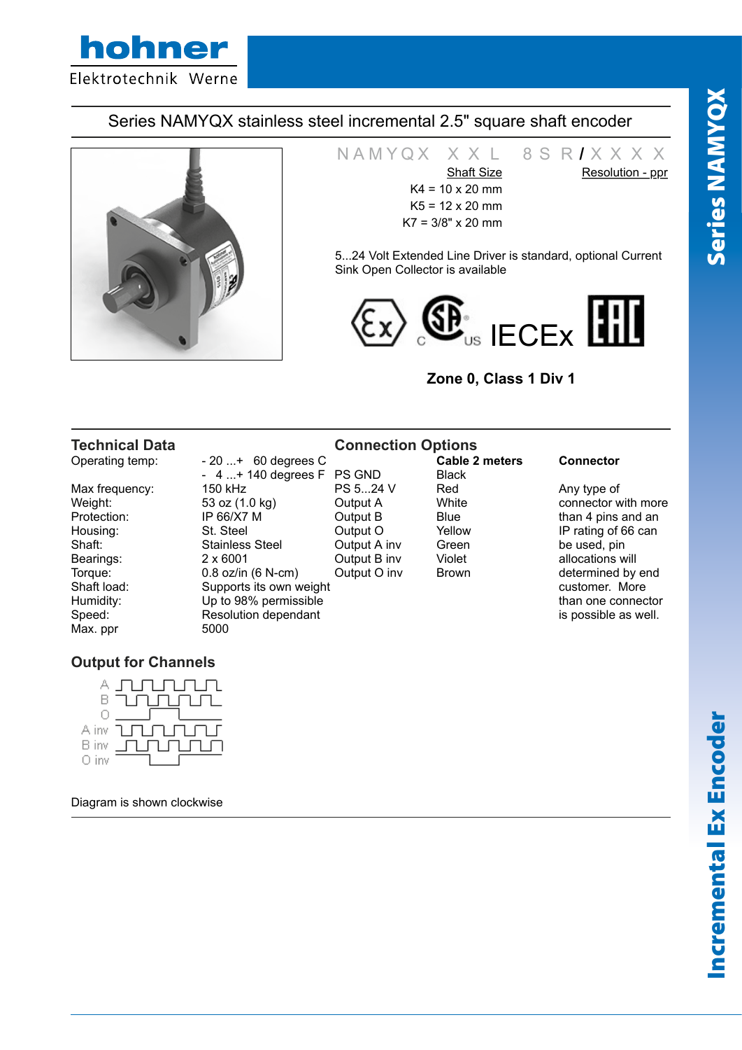# Series NAMYQX stainless steel incremental 2.5" square shaft encoder

NAMYQX XXL 8SR/XXXX

| Shaft Size | Resolution - ppr |
|---|---|
| K4 = 10 x 20 mm | |
| K5 = 12 x 20 mm | |
| K7 = 3/8" x 20 mm | |

5...24 Volt Extended Line Driver is standard, optional Current Sink Open Collector is available

IECEx

**Zone 0, Class 1 Div 1**

## Technical Data

| | |
|---|---|
| Operating temp: | - 20 ...+ 60 degrees C<br>- 4 ...+ 140 degrees F |
| Max frequency: | 150 kHz |
| Weight: | 53 oz (1.0 kg) |
| Protection: | IP 66/X7 M |
| Housing: | St. Steel |
| Shaft: | Stainless Steel |
| Bearings: | 2 x 6001 |
| Torque: | 0.8 oz/in (6 N-cm) |
| Shaft load: | Supports its own weight |
| Humidity: | Up to 98% permissible |
| Speed: | Resolution dependant |
| Max. ppr | 5000 |

## Connection Options

| | Cable 2 meters |
|---|---|
| PS GND | Black |
| PS 5...24 V | Red |
| Output A | White |
| Output B | Blue |
| Output O | Yellow |
| Output A inv | Green |
| Output B inv | Violet |
| Output O inv | Brown |

**Connector**

Any type of connector with more than 4 pins and an IP rating of 66 can be used, pin allocations will determined by end customer. More than one connector is possible as well.

## Output for Channels

A, B, O, A inv, B inv, O inv

Diagram is shown clockwise

Series NAMYQX

Incremental Ex Encoder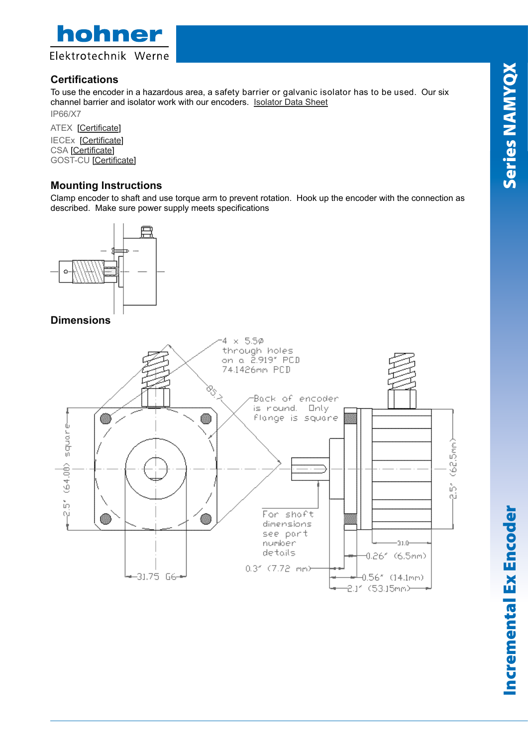## Certifications

To use the encoder in a hazardous area, a safety barrier or galvanic isolator has to be used. Our six channel barrier and isolator work with our encoders. Isolator Data Sheet

IP66/X7

ATEX [Certificate]

IECEx [Certificate]

CSA [Certificate]

GOST-CU [Certificate]

## Mounting Instructions

Clamp encoder to shaft and use torque arm to prevent rotation. Hook up the encoder with the connection as described. Make sure power supply meets specifications

## Dimensions

4 x 5.5Ø through holes on a 2.919" PCD 74.1426mm PCD

85.7

Back of encoder is round. Only flange is square

2.5" (64.00) square

2.5" (62.5mm)

For shaft dimensions see part number details

31.75 G6

31.0

0.26" (6.5mm)

0.3" (7.72 mm)

0.56" (14.1mm)

2.1" (53.15mm)